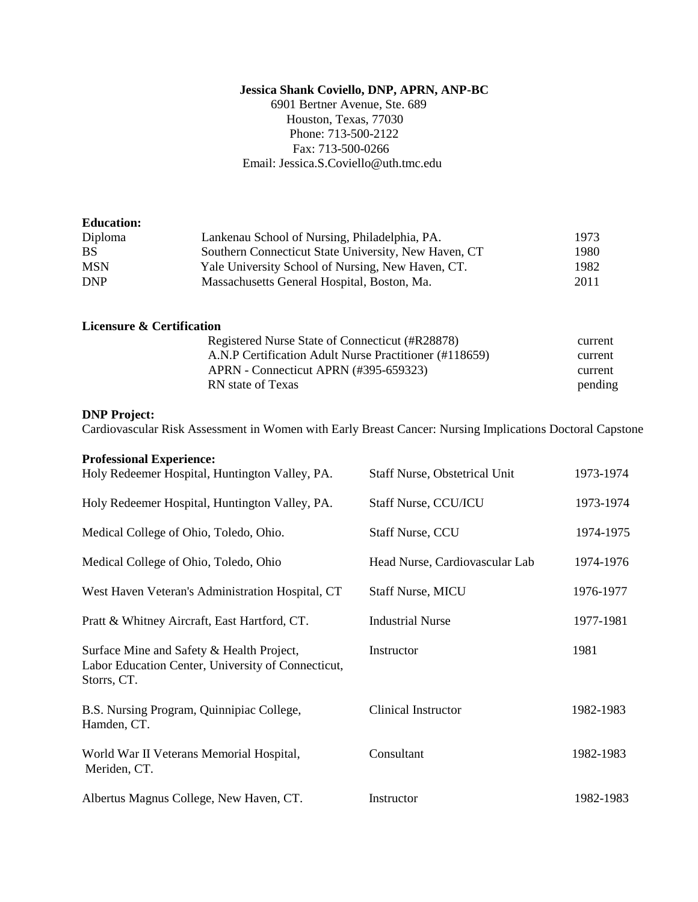**Jessica Shank Coviello, DNP, APRN, ANP-BC**

6901 Bertner Avenue, Ste. 689
Houston, Texas, 77030
Phone: 713-500-2122
Fax: 713-500-0266
Email: Jessica.S.Coviello@uth.tmc.edu

**Education:**

| | | |
|---|---|---|
| Diploma | Lankenau School of Nursing, Philadelphia, PA. | 1973 |
| BS | Southern Connecticut State University, New Haven, CT | 1980 |
| MSN | Yale University School of Nursing, New Haven, CT. | 1982 |
| DNP | Massachusetts General Hospital, Boston, Ma. | 2011 |

**Licensure & Certification**

| | |
|---|---|
| Registered Nurse State of Connecticut (#R28878) | current |
| A.N.P Certification Adult Nurse Practitioner (#118659) | current |
| APRN - Connecticut APRN (#395-659323) | current |
| RN state of Texas | pending |

**DNP Project:**

Cardiovascular Risk Assessment in Women with Early Breast Cancer: Nursing Implications Doctoral Capstone

**Professional Experience:**

| | | |
|---|---|---|
| Holy Redeemer Hospital, Huntington Valley, PA. | Staff Nurse, Obstetrical Unit | 1973-1974 |
| Holy Redeemer Hospital, Huntington Valley, PA. | Staff Nurse, CCU/ICU | 1973-1974 |
| Medical College of Ohio, Toledo, Ohio. | Staff Nurse, CCU | 1974-1975 |
| Medical College of Ohio, Toledo, Ohio | Head Nurse, Cardiovascular Lab | 1974-1976 |
| West Haven Veteran's Administration Hospital, CT | Staff Nurse, MICU | 1976-1977 |
| Pratt & Whitney Aircraft, East Hartford, CT. | Industrial Nurse | 1977-1981 |
| Surface Mine and Safety & Health Project, Labor Education Center, University of Connecticut, Storrs, CT. | Instructor | 1981 |
| B.S. Nursing Program, Quinnipiac College, Hamden, CT. | Clinical Instructor | 1982-1983 |
| World War II Veterans Memorial Hospital, Meriden, CT. | Consultant | 1982-1983 |
| Albertus Magnus College, New Haven, CT. | Instructor | 1982-1983 |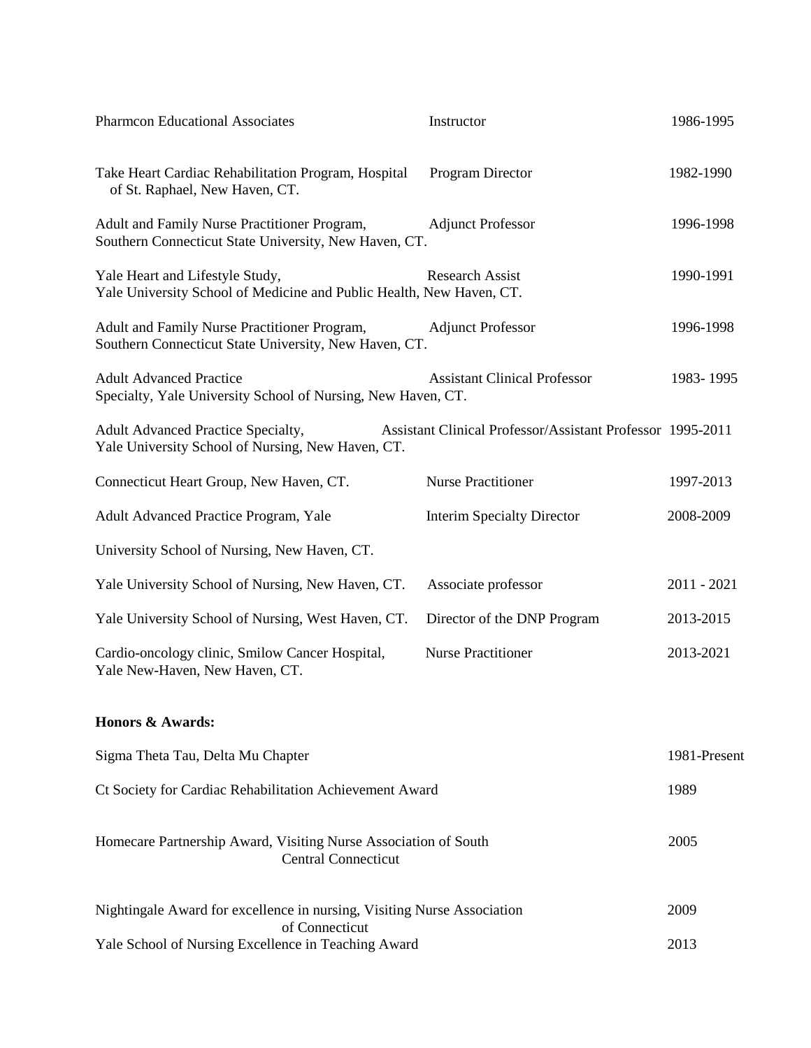| | | |
|---|---|---|
| Pharmcon Educational Associates | Instructor | 1986-1995 |
| Take Heart Cardiac Rehabilitation Program, Hospital of St. Raphael, New Haven, CT. | Program Director | 1982-1990 |
| Adult and Family Nurse Practitioner Program, Southern Connecticut State University, New Haven, CT. | Adjunct Professor | 1996-1998 |
| Yale Heart and Lifestyle Study, Yale University School of Medicine and Public Health, New Haven, CT. | Research Assist | 1990-1991 |
| Adult and Family Nurse Practitioner Program, Southern Connecticut State University, New Haven, CT. | Adjunct Professor | 1996-1998 |
| Adult Advanced Practice Specialty, Yale University School of Nursing, New Haven, CT. | Assistant Clinical Professor | 1983- 1995 |
| Adult Advanced Practice Specialty, Yale University School of Nursing, New Haven, CT. | Assistant Clinical Professor/Assistant Professor | 1995-2011 |
| Connecticut Heart Group, New Haven, CT. | Nurse Practitioner | 1997-2013 |
| Adult Advanced Practice Program, Yale University School of Nursing, New Haven, CT. | Interim Specialty Director | 2008-2009 |
| Yale University School of Nursing, New Haven, CT. | Associate professor | 2011 - 2021 |
| Yale University School of Nursing, West Haven, CT. | Director of the DNP Program | 2013-2015 |
| Cardio-oncology clinic, Smilow Cancer Hospital, Yale New-Haven, New Haven, CT. | Nurse Practitioner | 2013-2021 |

**Honors & Awards:**

| | |
|---|---|
| Sigma Theta Tau, Delta Mu Chapter | 1981-Present |
| Ct Society for Cardiac Rehabilitation Achievement Award | 1989 |
| Homecare Partnership Award, Visiting Nurse Association of South Central Connecticut | 2005 |
| Nightingale Award for excellence in nursing, Visiting Nurse Association of Connecticut | 2009 |
| Yale School of Nursing Excellence in Teaching Award | 2013 |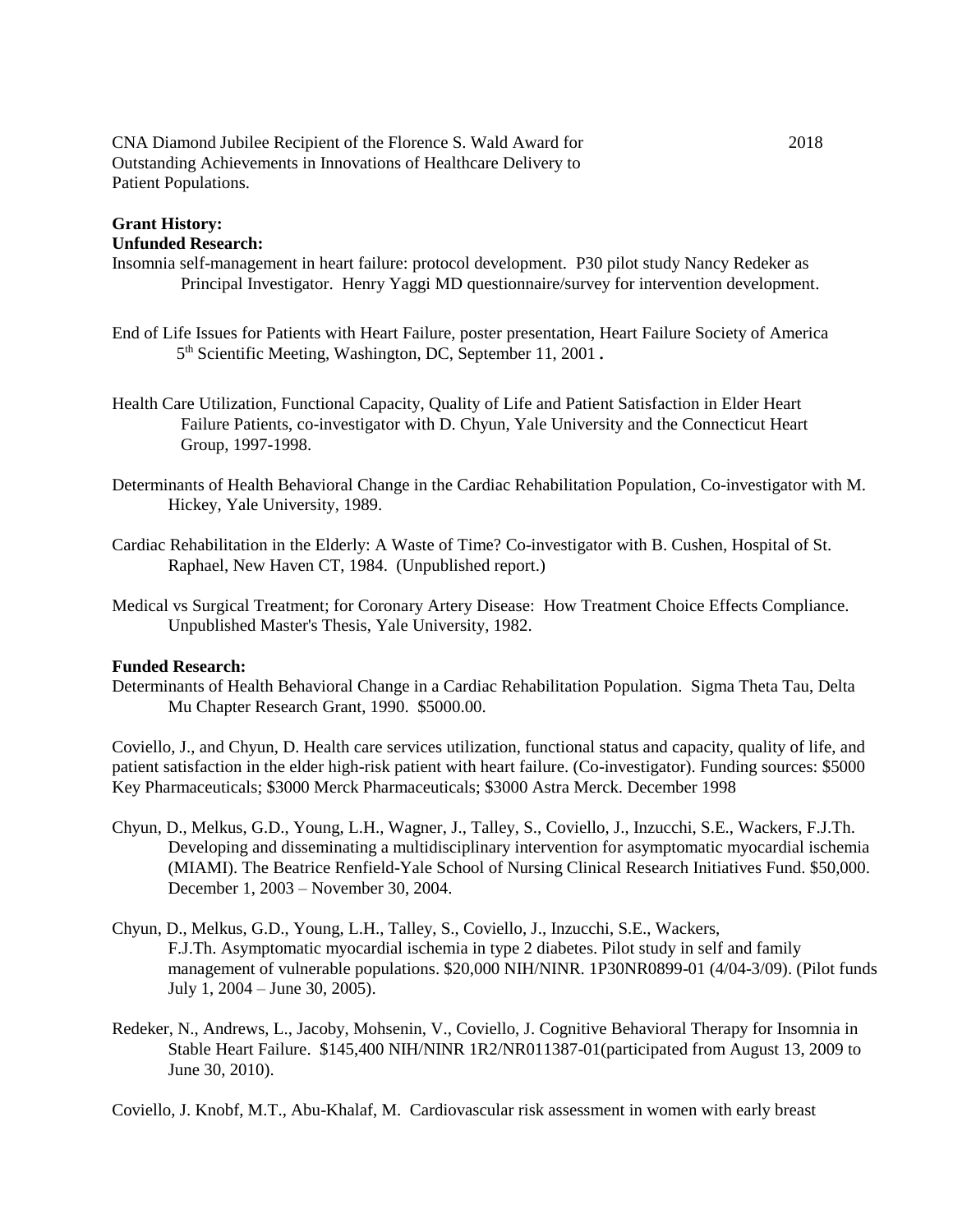CNA Diamond Jubilee Recipient of the Florence S. Wald Award for Outstanding Achievements in Innovations of Healthcare Delivery to Patient Populations. 2018

**Grant History:**

**Unfunded Research:**

Insomnia self-management in heart failure: protocol development. P30 pilot study Nancy Redeker as Principal Investigator. Henry Yaggi MD questionnaire/survey for intervention development.

End of Life Issues for Patients with Heart Failure, poster presentation, Heart Failure Society of America 5th Scientific Meeting, Washington, DC, September 11, 2001 **.**

Health Care Utilization, Functional Capacity, Quality of Life and Patient Satisfaction in Elder Heart Failure Patients, co-investigator with D. Chyun, Yale University and the Connecticut Heart Group, 1997-1998.

Determinants of Health Behavioral Change in the Cardiac Rehabilitation Population, Co-investigator with M. Hickey, Yale University, 1989.

Cardiac Rehabilitation in the Elderly: A Waste of Time? Co-investigator with B. Cushen, Hospital of St. Raphael, New Haven CT, 1984. (Unpublished report.)

Medical vs Surgical Treatment; for Coronary Artery Disease: How Treatment Choice Effects Compliance. Unpublished Master's Thesis, Yale University, 1982.

**Funded Research:**

Determinants of Health Behavioral Change in a Cardiac Rehabilitation Population. Sigma Theta Tau, Delta Mu Chapter Research Grant, 1990. $5000.00.

Coviello, J., and Chyun, D. Health care services utilization, functional status and capacity, quality of life, and patient satisfaction in the elder high-risk patient with heart failure. (Co-investigator). Funding sources: $5000 Key Pharmaceuticals; $3000 Merck Pharmaceuticals; $3000 Astra Merck. December 1998

Chyun, D., Melkus, G.D., Young, L.H., Wagner, J., Talley, S., Coviello, J., Inzucchi, S.E., Wackers, F.J.Th. Developing and disseminating a multidisciplinary intervention for asymptomatic myocardial ischemia (MIAMI). The Beatrice Renfield-Yale School of Nursing Clinical Research Initiatives Fund. $50,000. December 1, 2003 – November 30, 2004.

Chyun, D., Melkus, G.D., Young, L.H., Talley, S., Coviello, J., Inzucchi, S.E., Wackers, F.J.Th. Asymptomatic myocardial ischemia in type 2 diabetes. Pilot study in self and family management of vulnerable populations. $20,000 NIH/NINR. 1P30NR0899-01 (4/04-3/09). (Pilot funds July 1, 2004 – June 30, 2005).

Redeker, N., Andrews, L., Jacoby, Mohsenin, V., Coviello, J. Cognitive Behavioral Therapy for Insomnia in Stable Heart Failure. $145,400 NIH/NINR 1R2/NR011387-01(participated from August 13, 2009 to June 30, 2010).

Coviello, J. Knobf, M.T., Abu-Khalaf, M. Cardiovascular risk assessment in women with early breast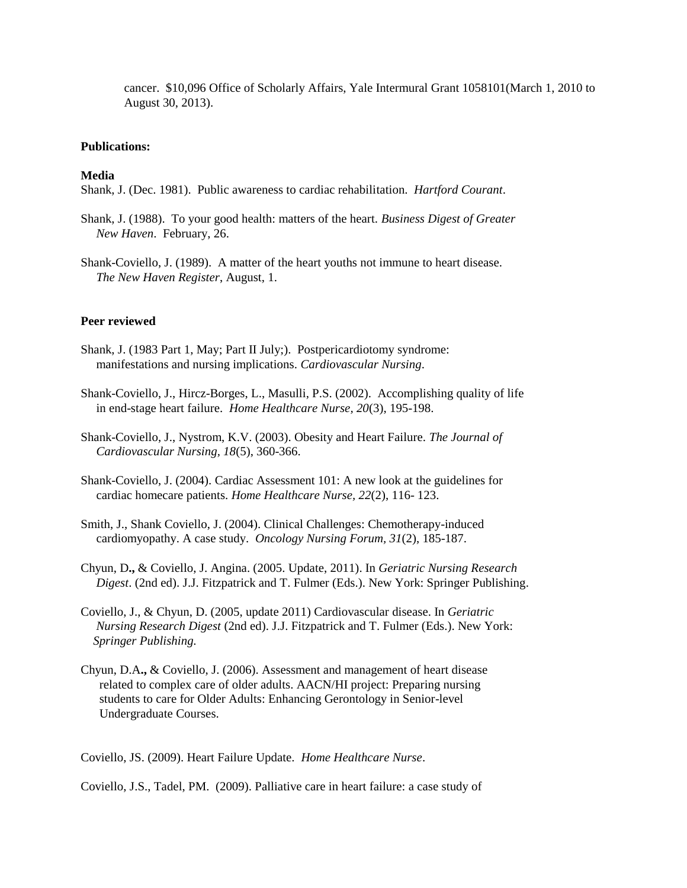cancer. $10,096 Office of Scholarly Affairs, Yale Intermural Grant 1058101(March 1, 2010 to August 30, 2013).

**Publications:**

**Media**

Shank, J. (Dec. 1981). Public awareness to cardiac rehabilitation. *Hartford Courant*.

Shank, J. (1988). To your good health: matters of the heart. *Business Digest of Greater New Haven*. February, 26.

Shank-Coviello, J. (1989). A matter of the heart youths not immune to heart disease. *The New Haven Register*, August, 1.

**Peer reviewed**

Shank, J. (1983 Part 1, May; Part II July;). Postpericardiotomy syndrome: manifestations and nursing implications. *Cardiovascular Nursing*.

Shank-Coviello, J., Hircz-Borges, L., Masulli, P.S. (2002). Accomplishing quality of life in end-stage heart failure. *Home Healthcare Nurse, 20*(3), 195-198.

Shank-Coviello, J., Nystrom, K.V. (2003). Obesity and Heart Failure. *The Journal of Cardiovascular Nursing, 18*(5), 360-366.

Shank-Coviello, J. (2004). Cardiac Assessment 101: A new look at the guidelines for cardiac homecare patients. *Home Healthcare Nurse, 22*(2), 116- 123.

Smith, J., Shank Coviello, J. (2004). Clinical Challenges: Chemotherapy-induced cardiomyopathy. A case study. *Oncology Nursing Forum, 31*(2), 185-187.

Chyun, D**.,** & Coviello, J. Angina. (2005. Update, 2011). In *Geriatric Nursing Research Digest*. (2nd ed). J.J. Fitzpatrick and T. Fulmer (Eds.). New York: Springer Publishing.

Coviello, J., & Chyun, D. (2005, update 2011) Cardiovascular disease. In *Geriatric Nursing Research Digest* (2nd ed). J.J. Fitzpatrick and T. Fulmer (Eds.). New York: *Springer Publishing.*

Chyun, D.A**.,** & Coviello, J. (2006). Assessment and management of heart disease related to complex care of older adults. AACN/HI project: Preparing nursing students to care for Older Adults: Enhancing Gerontology in Senior-level Undergraduate Courses.

Coviello, JS. (2009). Heart Failure Update. *Home Healthcare Nurse*.

Coviello, J.S., Tadel, PM. (2009). Palliative care in heart failure: a case study of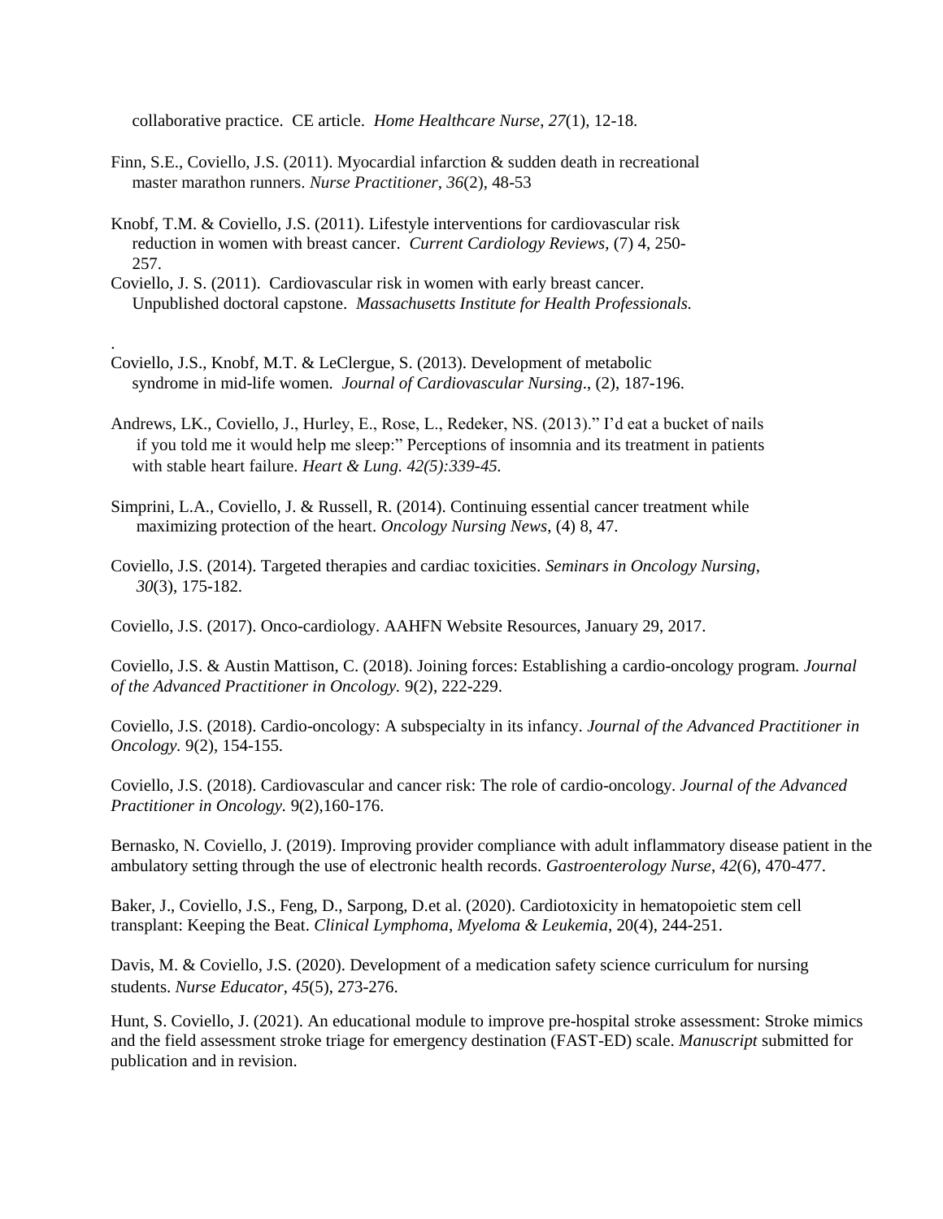collaborative practice. CE article. *Home Healthcare Nurse*, *27*(1), 12-18.

Finn, S.E., Coviello, J.S. (2011). Myocardial infarction & sudden death in recreational master marathon runners. *Nurse Practitioner*, *36*(2), 48-53

Knobf, T.M. & Coviello, J.S. (2011). Lifestyle interventions for cardiovascular risk reduction in women with breast cancer. *Current Cardiology Reviews*, (7) 4, 250-257.

Coviello, J. S. (2011). Cardiovascular risk in women with early breast cancer. Unpublished doctoral capstone. *Massachusetts Institute for Health Professionals.*

.

Coviello, J.S., Knobf, M.T. & LeClergue, S. (2013). Development of metabolic syndrome in mid-life women. *Journal of Cardiovascular Nursing*., (2), 187-196.

Andrews, LK., Coviello, J., Hurley, E., Rose, L., Redeker, NS. (2013)." I'd eat a bucket of nails if you told me it would help me sleep:" Perceptions of insomnia and its treatment in patients with stable heart failure. *Heart & Lung. 42(5):339-45.*

Simprini, L.A., Coviello, J. & Russell, R. (2014). Continuing essential cancer treatment while maximizing protection of the heart. *Oncology Nursing News*, (4) 8, 47.

Coviello, J.S. (2014). Targeted therapies and cardiac toxicities. *Seminars in Oncology Nursing*, *30*(3), 175-182.

Coviello, J.S. (2017). Onco-cardiology. AAHFN Website Resources, January 29, 2017.

Coviello, J.S. & Austin Mattison, C. (2018). Joining forces: Establishing a cardio-oncology program. *Journal of the Advanced Practitioner in Oncology.* 9(2), 222-229.

Coviello, J.S. (2018). Cardio-oncology: A subspecialty in its infancy. *Journal of the Advanced Practitioner in Oncology.* 9(2), 154-155.

Coviello, J.S. (2018). Cardiovascular and cancer risk: The role of cardio-oncology. *Journal of the Advanced Practitioner in Oncology.* 9(2),160-176.

Bernasko, N. Coviello, J. (2019). Improving provider compliance with adult inflammatory disease patient in the ambulatory setting through the use of electronic health records. *Gastroenterology Nurse*, *42*(6), 470-477.

Baker, J., Coviello, J.S., Feng, D., Sarpong, D.et al. (2020). Cardiotoxicity in hematopoietic stem cell transplant: Keeping the Beat. *Clinical Lymphoma, Myeloma & Leukemia*, 20(4), 244-251.

Davis, M. & Coviello, J.S. (2020). Development of a medication safety science curriculum for nursing students. *Nurse Educator*, *45*(5), 273-276.

Hunt, S. Coviello, J. (2021). An educational module to improve pre-hospital stroke assessment: Stroke mimics and the field assessment stroke triage for emergency destination (FAST-ED) scale. *Manuscript* submitted for publication and in revision.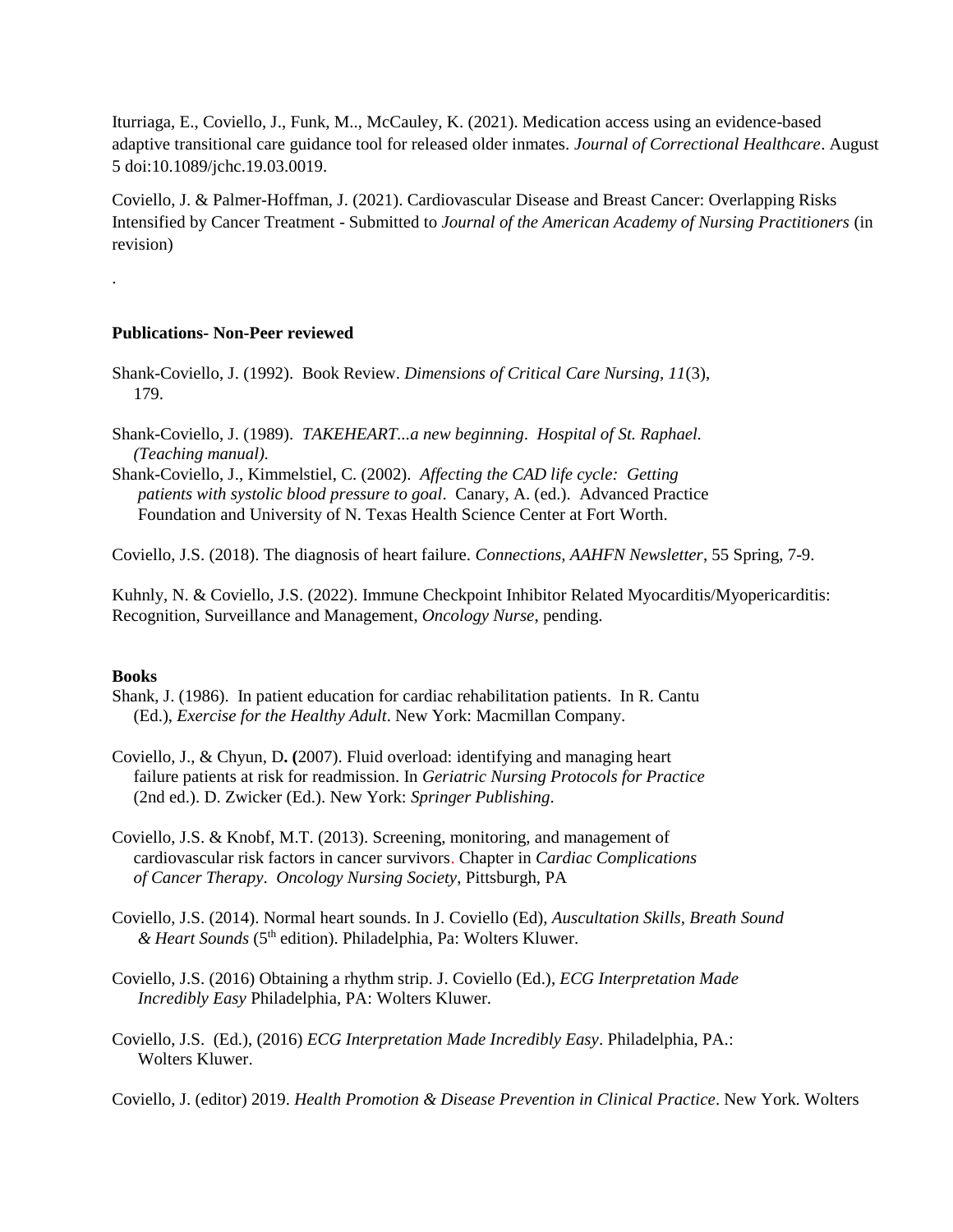Iturriaga, E., Coviello, J., Funk, M.., McCauley, K. (2021). Medication access using an evidence-based adaptive transitional care guidance tool for released older inmates. *Journal of Correctional Healthcare*. August 5 doi:10.1089/jchc.19.03.0019.

Coviello, J. & Palmer-Hoffman, J. (2021). Cardiovascular Disease and Breast Cancer: Overlapping Risks Intensified by Cancer Treatment - Submitted to *Journal of the American Academy of Nursing Practitioners* (in revision)

.

**Publications- Non-Peer reviewed**

Shank-Coviello, J. (1992). Book Review. *Dimensions of Critical Care Nursing*, *11*(3), 179.

Shank-Coviello, J. (1989). *TAKEHEART...a new beginning*. *Hospital of St. Raphael. (Teaching manual).*

Shank-Coviello, J., Kimmelstiel, C. (2002). *Affecting the CAD life cycle: Getting patients with systolic blood pressure to goal*. Canary, A. (ed.). Advanced Practice Foundation and University of N. Texas Health Science Center at Fort Worth.

Coviello, J.S. (2018). The diagnosis of heart failure. *Connections, AAHFN Newsletter*, 55 Spring, 7-9.

Kuhnly, N. & Coviello, J.S. (2022). Immune Checkpoint Inhibitor Related Myocarditis/Myopericarditis: Recognition, Surveillance and Management, *Oncology Nurse,* pending.

**Books**

Shank, J. (1986). In patient education for cardiac rehabilitation patients. In R. Cantu (Ed.), *Exercise for the Healthy Adult*. New York: Macmillan Company.

Coviello, J., & Chyun, D. (2007). Fluid overload: identifying and managing heart failure patients at risk for readmission. In *Geriatric Nursing Protocols for Practice* (2nd ed.). D. Zwicker (Ed.). New York: *Springer Publishing*.

Coviello, J.S. & Knobf, M.T. (2013). Screening, monitoring, and management of cardiovascular risk factors in cancer survivors. Chapter in *Cardiac Complications of Cancer Therapy*. *Oncology Nursing Society*, Pittsburgh, PA

Coviello, J.S. (2014). Normal heart sounds. In J. Coviello (Ed), *Auscultation Skills, Breath Sound & Heart Sounds* (5th edition). Philadelphia, Pa: Wolters Kluwer.

Coviello, J.S. (2016) Obtaining a rhythm strip. J. Coviello (Ed.), *ECG Interpretation Made Incredibly Easy* Philadelphia, PA: Wolters Kluwer.

Coviello, J.S. (Ed.), (2016) *ECG Interpretation Made Incredibly Easy*. Philadelphia, PA.: Wolters Kluwer.

Coviello, J. (editor) 2019. *Health Promotion & Disease Prevention in Clinical Practice*. New York. Wolters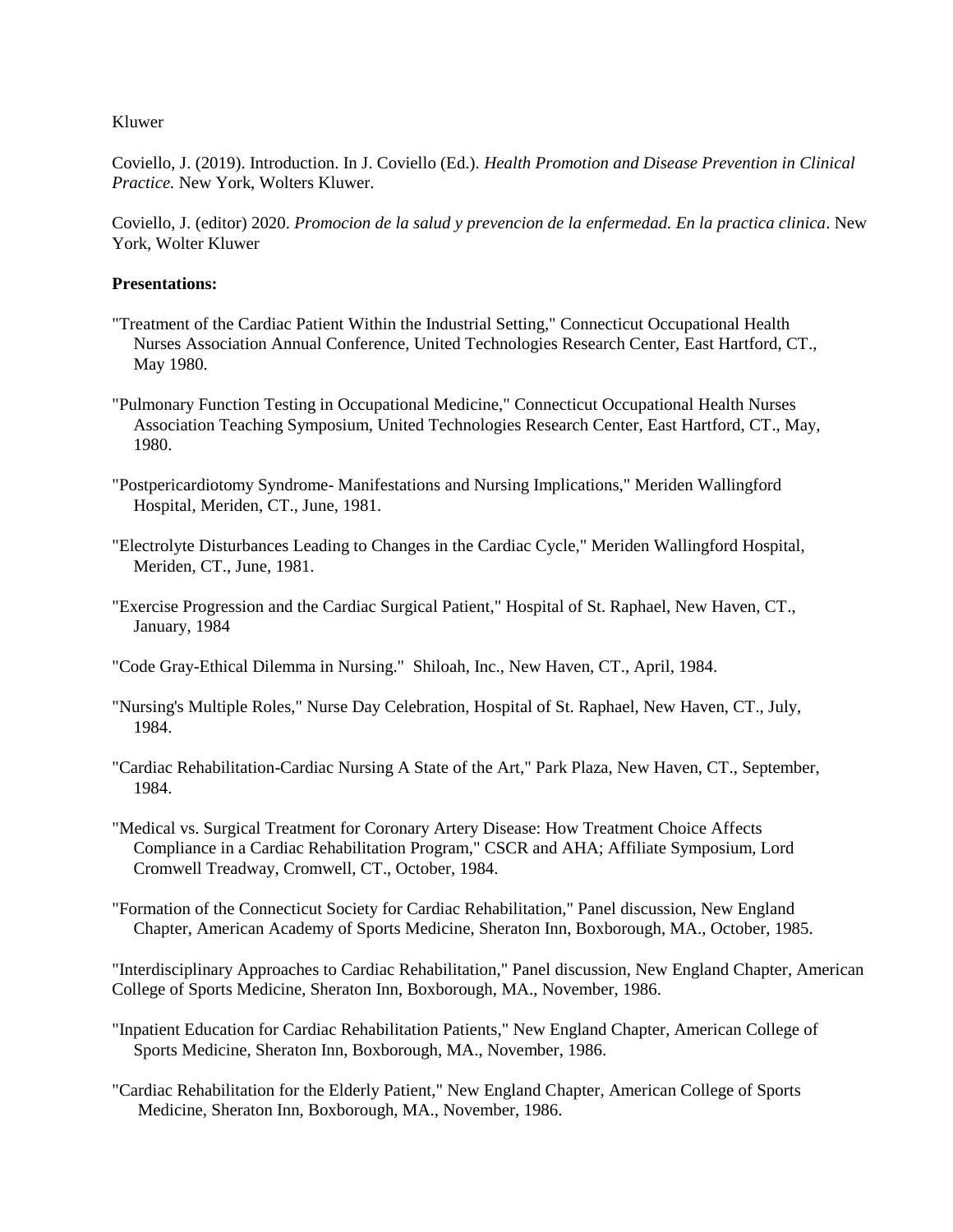Kluwer

Coviello, J. (2019). Introduction. In J. Coviello (Ed.). *Health Promotion and Disease Prevention in Clinical Practice.* New York, Wolters Kluwer.

Coviello, J. (editor) 2020. *Promocion de la salud y prevencion de la enfermedad. En la practica clinica*. New York, Wolter Kluwer

**Presentations:**

"Treatment of the Cardiac Patient Within the Industrial Setting," Connecticut Occupational Health Nurses Association Annual Conference, United Technologies Research Center, East Hartford, CT., May 1980.

"Pulmonary Function Testing in Occupational Medicine," Connecticut Occupational Health Nurses Association Teaching Symposium, United Technologies Research Center, East Hartford, CT., May, 1980.

"Postpericardiotomy Syndrome- Manifestations and Nursing Implications," Meriden Wallingford Hospital, Meriden, CT., June, 1981.

"Electrolyte Disturbances Leading to Changes in the Cardiac Cycle," Meriden Wallingford Hospital, Meriden, CT., June, 1981.

"Exercise Progression and the Cardiac Surgical Patient," Hospital of St. Raphael, New Haven, CT., January, 1984

"Code Gray-Ethical Dilemma in Nursing." Shiloah, Inc., New Haven, CT., April, 1984.

"Nursing's Multiple Roles," Nurse Day Celebration, Hospital of St. Raphael, New Haven, CT., July, 1984.

"Cardiac Rehabilitation-Cardiac Nursing A State of the Art," Park Plaza, New Haven, CT., September, 1984.

"Medical vs. Surgical Treatment for Coronary Artery Disease: How Treatment Choice Affects Compliance in a Cardiac Rehabilitation Program," CSCR and AHA; Affiliate Symposium, Lord Cromwell Treadway, Cromwell, CT., October, 1984.

"Formation of the Connecticut Society for Cardiac Rehabilitation," Panel discussion, New England Chapter, American Academy of Sports Medicine, Sheraton Inn, Boxborough, MA., October, 1985.

"Interdisciplinary Approaches to Cardiac Rehabilitation," Panel discussion, New England Chapter, American College of Sports Medicine, Sheraton Inn, Boxborough, MA., November, 1986.

"Inpatient Education for Cardiac Rehabilitation Patients," New England Chapter, American College of Sports Medicine, Sheraton Inn, Boxborough, MA., November, 1986.

"Cardiac Rehabilitation for the Elderly Patient," New England Chapter, American College of Sports Medicine, Sheraton Inn, Boxborough, MA., November, 1986.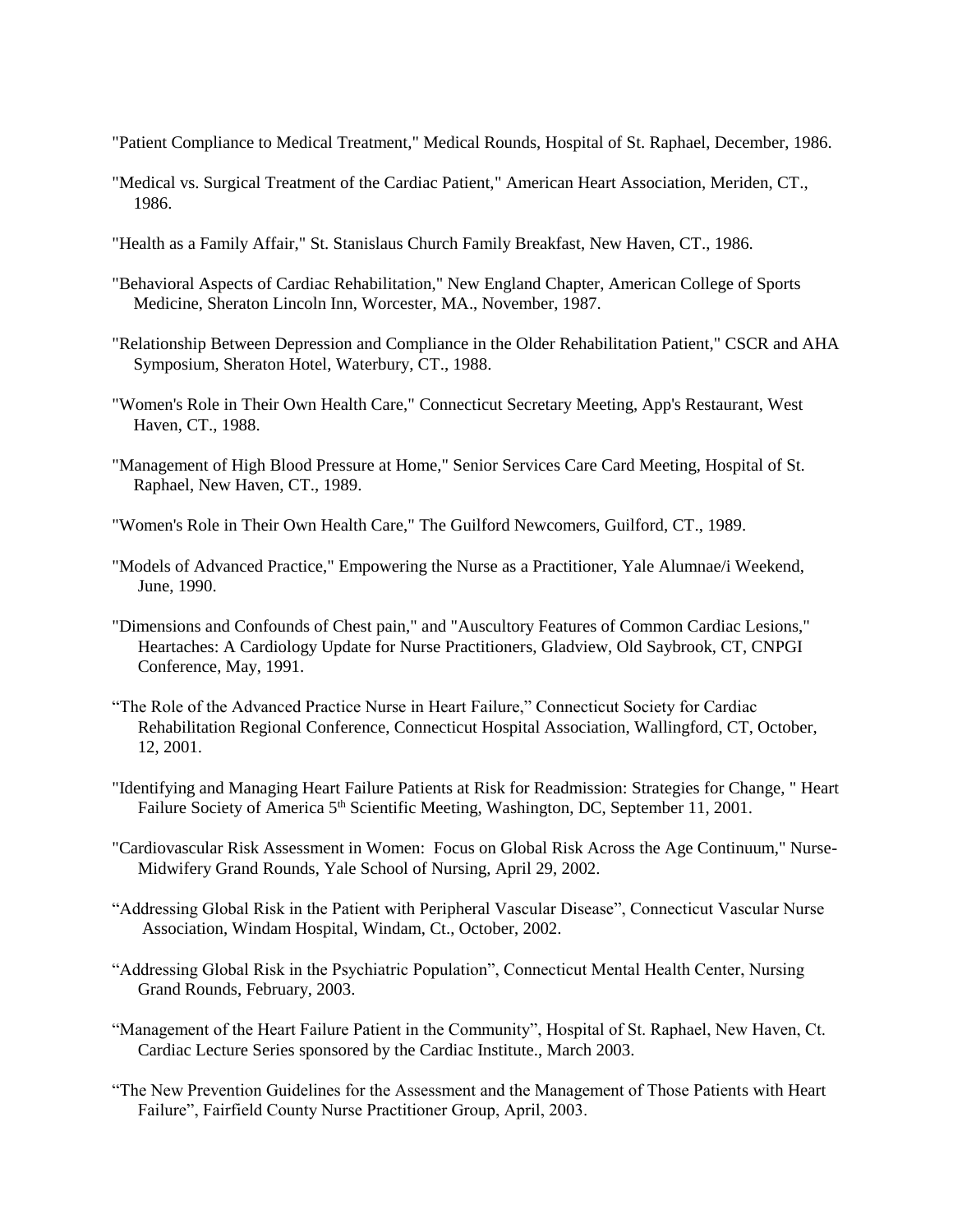"Patient Compliance to Medical Treatment," Medical Rounds, Hospital of St. Raphael, December, 1986.

"Medical vs. Surgical Treatment of the Cardiac Patient," American Heart Association, Meriden, CT., 1986.

"Health as a Family Affair," St. Stanislaus Church Family Breakfast, New Haven, CT., 1986.

"Behavioral Aspects of Cardiac Rehabilitation," New England Chapter, American College of Sports Medicine, Sheraton Lincoln Inn, Worcester, MA., November, 1987.

"Relationship Between Depression and Compliance in the Older Rehabilitation Patient," CSCR and AHA Symposium, Sheraton Hotel, Waterbury, CT., 1988.

"Women's Role in Their Own Health Care," Connecticut Secretary Meeting, App's Restaurant, West Haven, CT., 1988.

"Management of High Blood Pressure at Home," Senior Services Care Card Meeting, Hospital of St. Raphael, New Haven, CT., 1989.

"Women's Role in Their Own Health Care," The Guilford Newcomers, Guilford, CT., 1989.

"Models of Advanced Practice," Empowering the Nurse as a Practitioner, Yale Alumnae/i Weekend, June, 1990.

"Dimensions and Confounds of Chest pain," and "Auscultory Features of Common Cardiac Lesions," Heartaches: A Cardiology Update for Nurse Practitioners, Gladview, Old Saybrook, CT, CNPGI Conference, May, 1991.

"The Role of the Advanced Practice Nurse in Heart Failure," Connecticut Society for Cardiac Rehabilitation Regional Conference, Connecticut Hospital Association, Wallingford, CT, October, 12, 2001.

"Identifying and Managing Heart Failure Patients at Risk for Readmission: Strategies for Change, " Heart Failure Society of America 5th Scientific Meeting, Washington, DC, September 11, 2001.

"Cardiovascular Risk Assessment in Women: Focus on Global Risk Across the Age Continuum," Nurse-Midwifery Grand Rounds, Yale School of Nursing, April 29, 2002.

"Addressing Global Risk in the Patient with Peripheral Vascular Disease", Connecticut Vascular Nurse Association, Windam Hospital, Windam, Ct., October, 2002.

"Addressing Global Risk in the Psychiatric Population", Connecticut Mental Health Center, Nursing Grand Rounds, February, 2003.

"Management of the Heart Failure Patient in the Community", Hospital of St. Raphael, New Haven, Ct. Cardiac Lecture Series sponsored by the Cardiac Institute., March 2003.

"The New Prevention Guidelines for the Assessment and the Management of Those Patients with Heart Failure", Fairfield County Nurse Practitioner Group, April, 2003.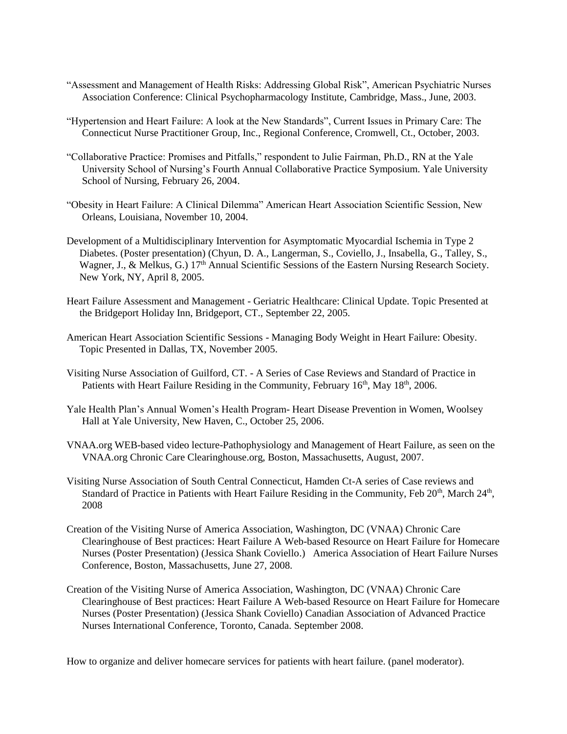"Assessment and Management of Health Risks: Addressing Global Risk", American Psychiatric Nurses Association Conference: Clinical Psychopharmacology Institute, Cambridge, Mass., June, 2003.

"Hypertension and Heart Failure: A look at the New Standards", Current Issues in Primary Care: The Connecticut Nurse Practitioner Group, Inc., Regional Conference, Cromwell, Ct., October, 2003.

"Collaborative Practice: Promises and Pitfalls," respondent to Julie Fairman, Ph.D., RN at the Yale University School of Nursing's Fourth Annual Collaborative Practice Symposium. Yale University School of Nursing, February 26, 2004.

"Obesity in Heart Failure: A Clinical Dilemma" American Heart Association Scientific Session, New Orleans, Louisiana, November 10, 2004.

Development of a Multidisciplinary Intervention for Asymptomatic Myocardial Ischemia in Type 2 Diabetes. (Poster presentation) (Chyun, D. A., Langerman, S., Coviello, J., Insabella, G., Talley, S., Wagner, J., & Melkus, G.) 17th Annual Scientific Sessions of the Eastern Nursing Research Society. New York, NY, April 8, 2005.

Heart Failure Assessment and Management - Geriatric Healthcare: Clinical Update. Topic Presented at the Bridgeport Holiday Inn, Bridgeport, CT., September 22, 2005.

American Heart Association Scientific Sessions - Managing Body Weight in Heart Failure: Obesity. Topic Presented in Dallas, TX, November 2005.

Visiting Nurse Association of Guilford, CT. - A Series of Case Reviews and Standard of Practice in Patients with Heart Failure Residing in the Community, February 16th, May 18th, 2006.

Yale Health Plan's Annual Women's Health Program- Heart Disease Prevention in Women, Woolsey Hall at Yale University, New Haven, C., October 25, 2006.

VNAA.org WEB-based video lecture-Pathophysiology and Management of Heart Failure, as seen on the VNAA.org Chronic Care Clearinghouse.org, Boston, Massachusetts, August, 2007.

Visiting Nurse Association of South Central Connecticut, Hamden Ct-A series of Case reviews and Standard of Practice in Patients with Heart Failure Residing in the Community, Feb 20th, March 24th, 2008

Creation of the Visiting Nurse of America Association, Washington, DC (VNAA) Chronic Care Clearinghouse of Best practices: Heart Failure A Web-based Resource on Heart Failure for Homecare Nurses (Poster Presentation) (Jessica Shank Coviello.) America Association of Heart Failure Nurses Conference, Boston, Massachusetts, June 27, 2008.

Creation of the Visiting Nurse of America Association, Washington, DC (VNAA) Chronic Care Clearinghouse of Best practices: Heart Failure A Web-based Resource on Heart Failure for Homecare Nurses (Poster Presentation) (Jessica Shank Coviello) Canadian Association of Advanced Practice Nurses International Conference, Toronto, Canada. September 2008.

How to organize and deliver homecare services for patients with heart failure. (panel moderator).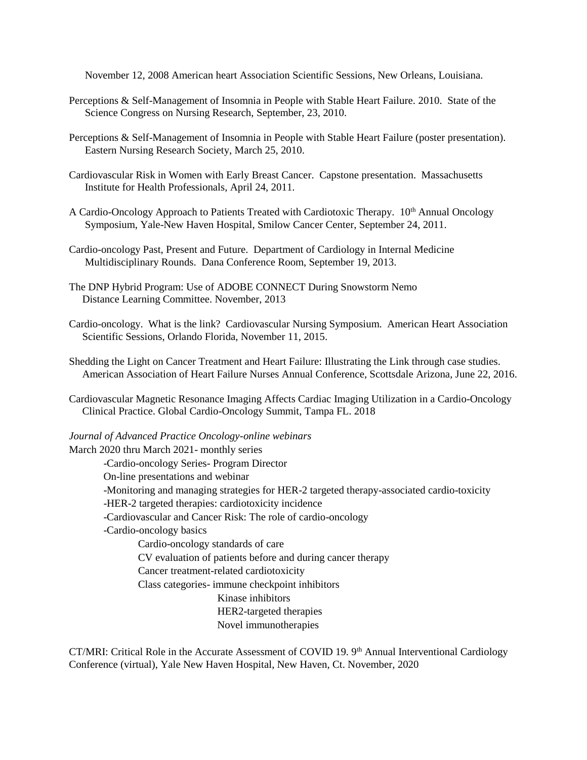November 12, 2008 American heart Association Scientific Sessions, New Orleans, Louisiana.

Perceptions & Self-Management of Insomnia in People with Stable Heart Failure. 2010. State of the Science Congress on Nursing Research, September, 23, 2010.

Perceptions & Self-Management of Insomnia in People with Stable Heart Failure (poster presentation). Eastern Nursing Research Society, March 25, 2010.

Cardiovascular Risk in Women with Early Breast Cancer. Capstone presentation. Massachusetts Institute for Health Professionals, April 24, 2011.

A Cardio-Oncology Approach to Patients Treated with Cardiotoxic Therapy. 10th Annual Oncology Symposium, Yale-New Haven Hospital, Smilow Cancer Center, September 24, 2011.

Cardio-oncology Past, Present and Future. Department of Cardiology in Internal Medicine Multidisciplinary Rounds. Dana Conference Room, September 19, 2013.

The DNP Hybrid Program: Use of ADOBE CONNECT During Snowstorm Nemo Distance Learning Committee. November, 2013

Cardio-oncology. What is the link? Cardiovascular Nursing Symposium. American Heart Association Scientific Sessions, Orlando Florida, November 11, 2015.

Shedding the Light on Cancer Treatment and Heart Failure: Illustrating the Link through case studies. American Association of Heart Failure Nurses Annual Conference, Scottsdale Arizona, June 22, 2016.

Cardiovascular Magnetic Resonance Imaging Affects Cardiac Imaging Utilization in a Cardio-Oncology Clinical Practice. Global Cardio-Oncology Summit, Tampa FL. 2018

*Journal of Advanced Practice Oncology-online webinars*

March 2020 thru March 2021- monthly series

- -Cardio-oncology Series- Program Director
  On-line presentations and webinar
- -Monitoring and managing strategies for HER-2 targeted therapy-associated cardio-toxicity
- -HER-2 targeted therapies: cardiotoxicity incidence
- -Cardiovascular and Cancer Risk: The role of cardio-oncology
- -Cardio-oncology basics
  - Cardio-oncology standards of care
  - CV evaluation of patients before and during cancer therapy
  - Cancer treatment-related cardiotoxicity
  - Class categories- immune checkpoint inhibitors
    - Kinase inhibitors
    - HER2-targeted therapies
    - Novel immunotherapies

CT/MRI: Critical Role in the Accurate Assessment of COVID 19. 9th Annual Interventional Cardiology Conference (virtual), Yale New Haven Hospital, New Haven, Ct. November, 2020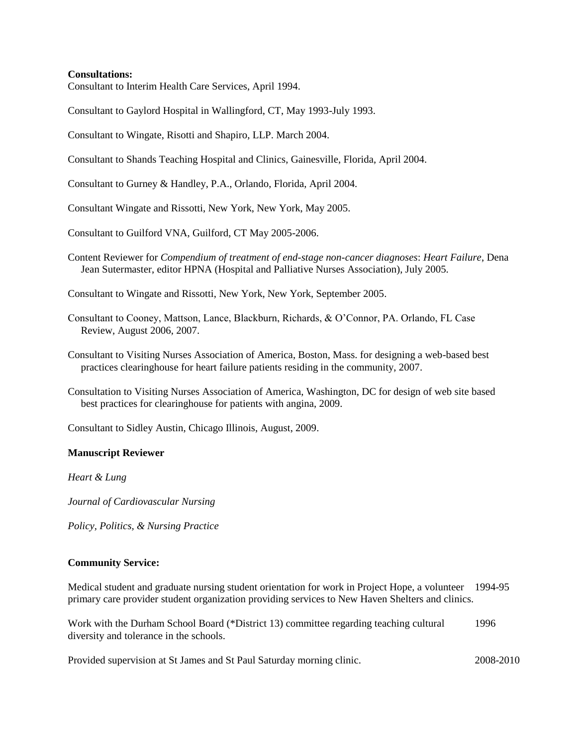**Consultations:**

Consultant to Interim Health Care Services, April 1994.

Consultant to Gaylord Hospital in Wallingford, CT, May 1993-July 1993.

Consultant to Wingate, Risotti and Shapiro, LLP. March 2004.

Consultant to Shands Teaching Hospital and Clinics, Gainesville, Florida, April 2004.

Consultant to Gurney & Handley, P.A., Orlando, Florida, April 2004.

Consultant Wingate and Rissotti, New York, New York, May 2005.

Consultant to Guilford VNA, Guilford, CT May 2005-2006.

Content Reviewer for *Compendium of treatment of end-stage non-cancer diagnoses*: *Heart Failure*, Dena Jean Sutermaster, editor HPNA (Hospital and Palliative Nurses Association), July 2005.

Consultant to Wingate and Rissotti, New York, New York, September 2005.

Consultant to Cooney, Mattson, Lance, Blackburn, Richards, & O'Connor, PA. Orlando, FL Case Review, August 2006, 2007.

Consultant to Visiting Nurses Association of America, Boston, Mass. for designing a web-based best practices clearinghouse for heart failure patients residing in the community, 2007.

Consultation to Visiting Nurses Association of America, Washington, DC for design of web site based best practices for clearinghouse for patients with angina, 2009.

Consultant to Sidley Austin, Chicago Illinois, August, 2009.

**Manuscript Reviewer**

*Heart & Lung*

*Journal of Cardiovascular Nursing*

*Policy, Politics, & Nursing Practice*

**Community Service:**

Medical student and graduate nursing student orientation for work in Project Hope, a volunteer primary care provider student organization providing services to New Haven Shelters and clinics. 1994-95

Work with the Durham School Board (*District 13) committee regarding teaching cultural diversity and tolerance in the schools. 1996

Provided supervision at St James and St Paul Saturday morning clinic. 2008-2010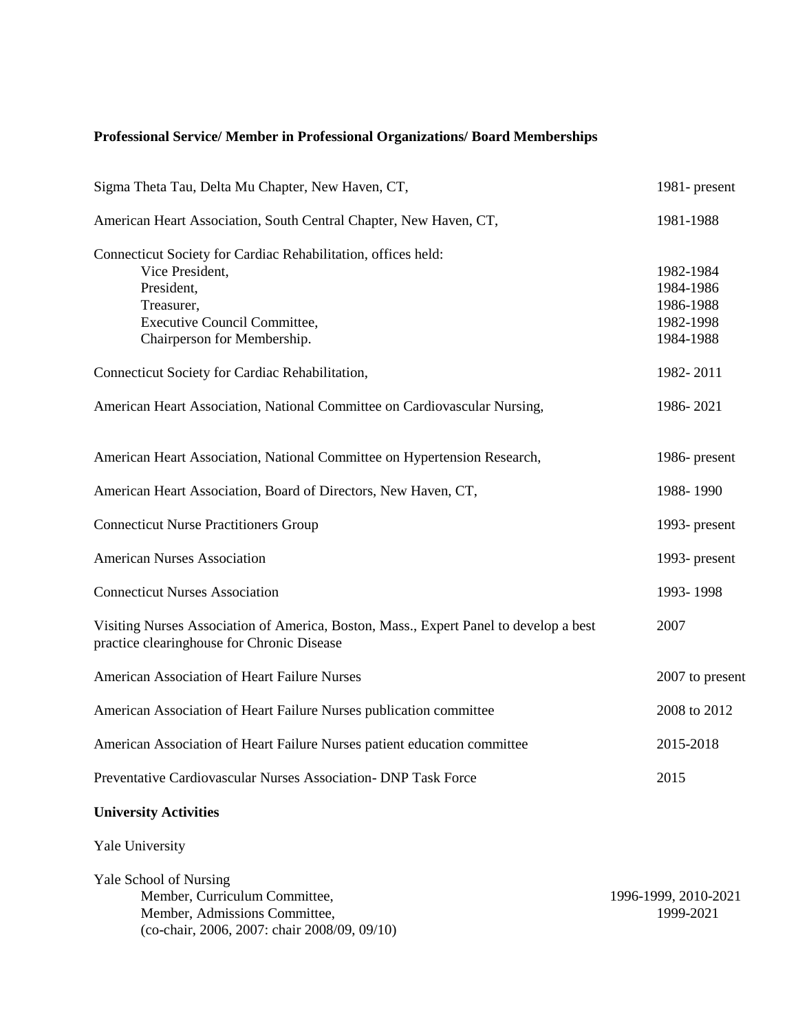**Professional Service/ Member in Professional Organizations/ Board Memberships**

| | |
|---|---|
| Sigma Theta Tau, Delta Mu Chapter, New Haven, CT, | 1981- present |
| American Heart Association, South Central Chapter, New Haven, CT, | 1981-1988 |
| Connecticut Society for Cardiac Rehabilitation, offices held: | |
| Vice President, | 1982-1984 |
| President, | 1984-1986 |
| Treasurer, | 1986-1988 |
| Executive Council Committee, | 1982-1998 |
| Chairperson for Membership. | 1984-1988 |
| Connecticut Society for Cardiac Rehabilitation, | 1982- 2011 |
| American Heart Association, National Committee on Cardiovascular Nursing, | 1986- 2021 |
| American Heart Association, National Committee on Hypertension Research, | 1986- present |
| American Heart Association, Board of Directors, New Haven, CT, | 1988- 1990 |
| Connecticut Nurse Practitioners Group | 1993- present |
| American Nurses Association | 1993- present |
| Connecticut Nurses Association | 1993- 1998 |
| Visiting Nurses Association of America, Boston, Mass., Expert Panel to develop a best practice clearinghouse for Chronic Disease | 2007 |
| American Association of Heart Failure Nurses | 2007 to present |
| American Association of Heart Failure Nurses publication committee | 2008 to 2012 |
| American Association of Heart Failure Nurses patient education committee | 2015-2018 |
| Preventative Cardiovascular Nurses Association- DNP Task Force | 2015 |

**University Activities**

Yale University

Yale School of Nursing

| | |
|---|---|
| Member, Curriculum Committee, | 1996-1999, 2010-2021 |
| Member, Admissions Committee, (co-chair, 2006, 2007: chair 2008/09, 09/10) | 1999-2021 |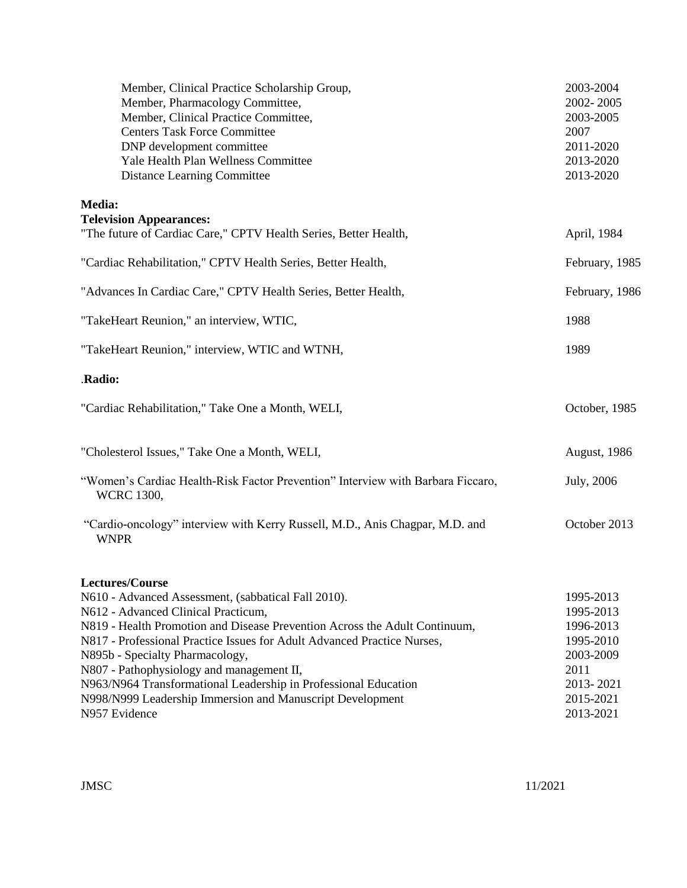| | |
|---|---|
| Member, Clinical Practice Scholarship Group, | 2003-2004 |
| Member, Pharmacology Committee, | 2002- 2005 |
| Member, Clinical Practice Committee, | 2003-2005 |
| Centers Task Force Committee | 2007 |
| DNP development committee | 2011-2020 |
| Yale Health Plan Wellness Committee | 2013-2020 |
| Distance Learning Committee | 2013-2020 |

**Media:**

**Television Appearances:**

| | |
|---|---|
| "The future of Cardiac Care," CPTV Health Series, Better Health, | April, 1984 |
| "Cardiac Rehabilitation," CPTV Health Series, Better Health, | February, 1985 |
| "Advances In Cardiac Care," CPTV Health Series, Better Health, | February, 1986 |
| "TakeHeart Reunion," an interview, WTIC, | 1988 |
| "TakeHeart Reunion," interview, WTIC and WTNH, | 1989 |

.**Radio:**

| | |
|---|---|
| "Cardiac Rehabilitation," Take One a Month, WELI, | October, 1985 |
| "Cholesterol Issues," Take One a Month, WELI, | August, 1986 |
| "Women's Cardiac Health-Risk Factor Prevention" Interview with Barbara Ficcaro, WCRC 1300, | July, 2006 |
| "Cardio-oncology" interview with Kerry Russell, M.D., Anis Chagpar, M.D. and WNPR | October 2013 |

**Lectures/Course**

| | |
|---|---|
| N610 - Advanced Assessment, (sabbatical Fall 2010). | 1995-2013 |
| N612 - Advanced Clinical Practicum, | 1995-2013 |
| N819 - Health Promotion and Disease Prevention Across the Adult Continuum, | 1996-2013 |
| N817 - Professional Practice Issues for Adult Advanced Practice Nurses, | 1995-2010 |
| N895b - Specialty Pharmacology, | 2003-2009 |
| N807 - Pathophysiology and management II, | 2011 |
| N963/N964 Transformational Leadership in Professional Education | 2013- 2021 |
| N998/N999 Leadership Immersion and Manuscript Development | 2015-2021 |
| N957 Evidence | 2013-2021 |